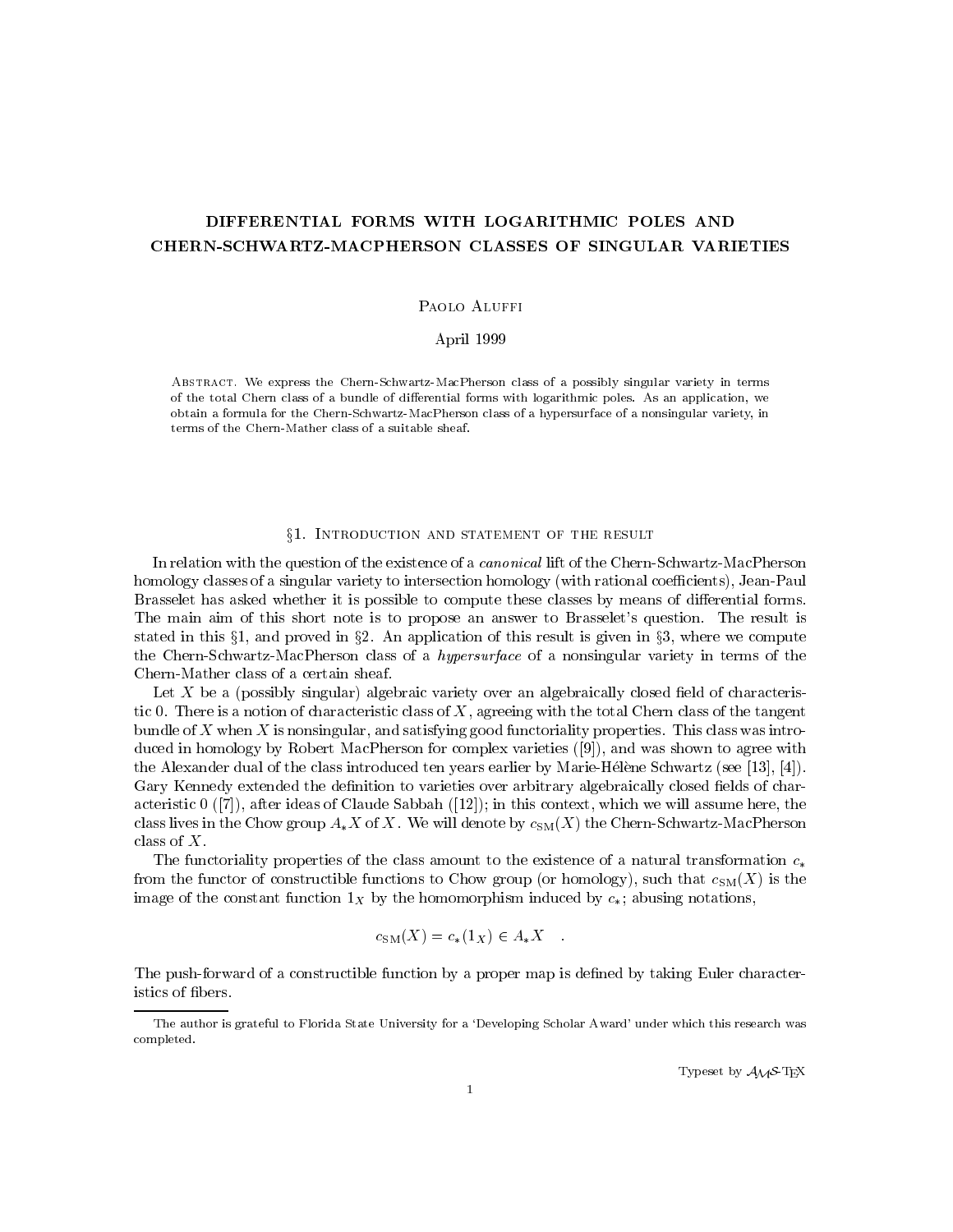# DIFFERENTIAL FORMS WITH LOGARITHMIC POLES AND CHERN-SCHWARTZ-MACPHERSON CLASSES OF SINGULAR VARIETIES

Paolo Aluffi

April 1999

Abstract. We express the Chern-Schwartz-MacPherson class of a possibly singular variety in terms of the total Chern class of a bundle of differential forms with logarithmic poles. As an application, we obtain a formula for the Chern-Schwartz-MacPherson class of a hypersurface of a nonsingular variety, in terms of the Chern-Mather class of a suitable sheaf.

## §1. Introduction and statement of the result

In relation with the question of the existence of a *canonical* lift of the Chern-Schwartz-MacPherson homology classes of a singular variety to intersection homology (with rational coefficients), Jean-Paul Brasselet has asked whether it is possible to compute these classes by means of differential forms. The main aim of this short note is to propose an answer to Brasselet's question. The result is stated in this §1, and proved in §2. An application of this result is given in §3, where we compute the Chern-Schwartz-MacPherson class of a *hypersurface* of a nonsingular variety in terms of the Chern-Mather class of a certain sheaf.

Let $X$ be a (possibly singular) algebraic variety over an algebraically closed field of characteristic 0. There is a notion of characteristic class of $X$, agreeing with the total Chern class of the tangent bundle of $X$ when $X$ is nonsingular, and satisfying good functoriality properties. This class was introduced in homology by Robert MacPherson for complex varieties ([9]), and was shown to agree with the Alexander dual of the class introduced ten years earlier by Marie-Hélène Schwartz (see [13], [4]). Gary Kennedy extended the definition to varieties over arbitrary algebraically closed fields of characteristic 0 ([7]), after ideas of Claude Sabbah ([12]); in this context, which we will assume here, the class lives in the Chow group $A_*X$ of $X$. We will denote by $c_{\rm SM}(X)$ the Chern-Schwartz-MacPherson class of $X$.

The functoriality properties of the class amount to the existence of a natural transformation $c_*$ from the functor of constructible functions to Chow group (or homology), such that $c_{\rm SM}(X)$ is the image of the constant function $1_X$ by the homomorphism induced by $c_*$; abusing notations,

$$c_{\rm SM}(X) = c_*(1_X) \in A_*X \quad .$$

The push-forward of a constructible function by a proper map is defined by taking Euler characteristics of fibers.

The author is grateful to Florida State University for a 'Developing Scholar Award' under which this research was completed.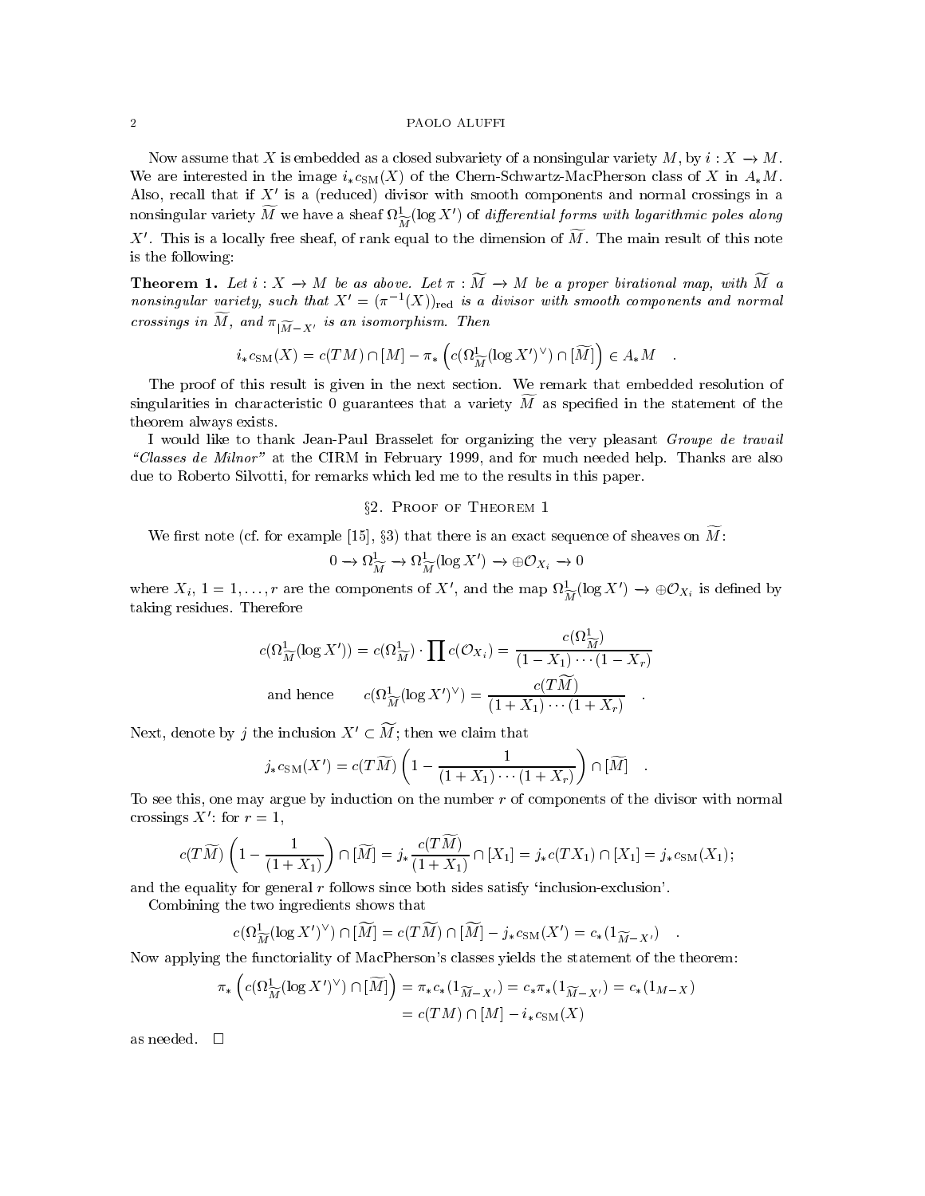Now assume that $X$ is embedded as a closed subvariety of a nonsingular variety $M$, by $i : X \to M$. We are interested in the image $i_* c_{\rm SM}(X)$ of the Chern-Schwartz-MacPherson class of $X$ in $A_*M$. Also, recall that if $X'$ is a (reduced) divisor with smooth components and normal crossings in a nonsingular variety $\widetilde{M}$ we have a sheaf $\Omega^1_{\widetilde{M}}(\log X')$ of *differential forms with logarithmic poles along* $X'$. This is a locally free sheaf, of rank equal to the dimension of $\widetilde{M}$. The main result of this note is the following:

**Theorem 1.** *Let $i : X \to M$ be as above. Let $\pi : \widetilde{M} \to M$ be a proper birational map, with $\widetilde{M}$ a nonsingular variety, such that $X' = (\pi^{-1}(X))_{\rm red}$ is a divisor with smooth components and normal crossings in $\widetilde{M}$, and $\pi_{|\widetilde{M}-X'}$ is an isomorphism. Then*

$$i_* c_{\rm SM}(X) = c(TM) \cap [M] - \pi_* \left( c(\Omega^1_{\widetilde{M}}(\log X')^\vee) \cap [\widetilde{M}] \right) \in A_*M \quad .$$

The proof of this result is given in the next section. We remark that embedded resolution of singularities in characteristic 0 guarantees that a variety $\widetilde{M}$ as specified in the statement of the theorem always exists.

I would like to thank Jean-Paul Brasselet for organizing the very pleasant *Groupe de travail "Classes de Milnor"* at the CIRM in February 1999, and for much needed help. Thanks are also due to Roberto Silvotti, for remarks which led me to the results in this paper.

## §2. Proof of Theorem 1

We first note (cf. for example [15], §3) that there is an exact sequence of sheaves on $\widetilde{M}$:

$$0 \to \Omega^1_{\widetilde{M}} \to \Omega^1_{\widetilde{M}}(\log X') \to \oplus \mathcal{O}_{X_i} \to 0$$

where $X_i$, $1 = 1, \dots, r$ are the components of $X'$, and the map $\Omega^1_{\widetilde{M}}(\log X') \to \oplus \mathcal{O}_{X_i}$ is defined by taking residues. Therefore

$$c(\Omega^1_{\widetilde{M}}(\log X')) = c(\Omega^1_{\widetilde{M}}) \cdot \prod c(\mathcal{O}_{X_i}) = \frac{c(\Omega^1_{\widetilde{M}})}{(1 - X_1) \cdots (1 - X_r)}$$

$$\text{and hence} \qquad c(\Omega^1_{\widetilde{M}}(\log X')^\vee) = \frac{c(T\widetilde{M})}{(1 + X_1) \cdots (1 + X_r)} \quad .$$

Next, denote by $j$ the inclusion $X' \subset \widetilde{M}$; then we claim that

$$j_* c_{\rm SM}(X') = c(T\widetilde{M}) \left( 1 - \frac{1}{(1 + X_1) \cdots (1 + X_r)} \right) \cap [\widetilde{M}] \quad .$$

To see this, one may argue by induction on the number $r$ of components of the divisor with normal crossings $X'$: for $r = 1$,

$$c(T\widetilde{M}) \left( 1 - \frac{1}{(1 + X_1)} \right) \cap [\widetilde{M}] = j_* \frac{c(T\widetilde{M})}{(1 + X_1)} \cap [X_1] = j_* c(TX_1) \cap [X_1] = j_* c_{\rm SM}(X_1);$$

and the equality for general $r$ follows since both sides satisfy 'inclusion-exclusion'.

Combining the two ingredients shows that

$$c(\Omega^1_{\widetilde{M}}(\log X')^\vee) \cap [\widetilde{M}] = c(T\widetilde{M}) \cap [\widetilde{M}] - j_* c_{\rm SM}(X') = c_*(1_{\widetilde{M}-X'}) \quad .$$

Now applying the functoriality of MacPherson's classes yields the statement of the theorem:

$$\begin{aligned} \pi_* \left( c(\Omega^1_{\widetilde{M}}(\log X')^\vee) \cap [\widetilde{M}] \right) &= \pi_* c_*(1_{\widetilde{M}-X'}) = c_* \pi_*(1_{\widetilde{M}-X'}) = c_*(1_{M-X}) \\ &= c(TM) \cap [M] - i_* c_{\rm SM}(X) \end{aligned}$$

as needed. □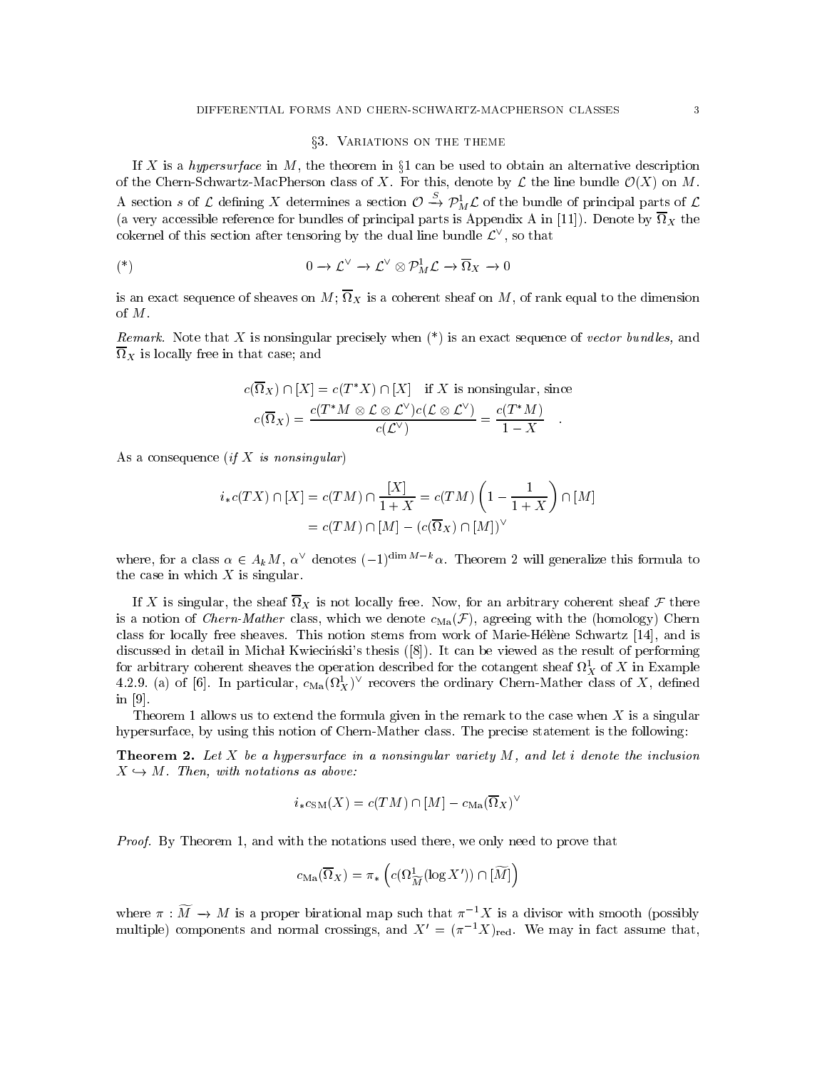## §3. Variations on the theme

If $X$ is a *hypersurface* in $M$, the theorem in §1 can be used to obtain an alternative description of the Chern-Schwartz-MacPherson class of $X$. For this, denote by $\mathcal{L}$ the line bundle $\mathcal{O}(X)$ on $M$. A section $s$ of $\mathcal{L}$ defining $X$ determines a section $\mathcal{O} \xrightarrow{S} \mathcal{P}^1_M\mathcal{L}$ of the bundle of principal parts of $\mathcal{L}$ (a very accessible reference for bundles of principal parts is Appendix A in [11]). Denote by $\overline{\Omega}_X$ the cokernel of this section after tensoring by the dual line bundle $\mathcal{L}^\vee$, so that

$$(*) \qquad 0 \to \mathcal{L}^\vee \to \mathcal{L}^\vee \otimes \mathcal{P}^1_M\mathcal{L} \to \overline{\Omega}_X \to 0$$

is an exact sequence of sheaves on $M$; $\overline{\Omega}_X$ is a coherent sheaf on $M$, of rank equal to the dimension of $M$.

*Remark.* Note that $X$ is nonsingular precisely when (\*) is an exact sequence of *vector bundles,* and $\overline{\Omega}_X$ is locally free in that case; and

$$c(\overline{\Omega}_X) \cap [X] = c(T^*X) \cap [X] \quad \text{if } X \text{ is nonsingular, since}$$
$$c(\overline{\Omega}_X) = \frac{c(T^*M \otimes \mathcal{L} \otimes \mathcal{L}^\vee)c(\mathcal{L} \otimes \mathcal{L}^\vee)}{c(\mathcal{L}^\vee)} = \frac{c(T^*M)}{1-X} \quad .$$

As a consequence (*if $X$ is nonsingular*)

$$\begin{aligned} i_*c(TX) \cap [X] &= c(TM) \cap \frac{[X]}{1+X} = c(TM)\left(1 - \frac{1}{1+X}\right) \cap [M] \\ &= c(TM) \cap [M] - (c(\overline{\Omega}_X) \cap [M])^\vee \end{aligned}$$

where, for a class $\alpha \in A_kM$, $\alpha^\vee$ denotes $(-1)^{\dim M - k}\alpha$. Theorem 2 will generalize this formula to the case in which $X$ is singular.

If $X$ is singular, the sheaf $\overline{\Omega}_X$ is not locally free. Now, for an arbitrary coherent sheaf $\mathcal{F}$ there is a notion of *Chern-Mather* class, which we denote $c_{\mathrm{Ma}}(\mathcal{F})$, agreeing with the (homology) Chern class for locally free sheaves. This notion stems from work of Marie-Hélène Schwartz [14], and is discussed in detail in Michał Kwieciński's thesis ([8]). It can be viewed as the result of performing for arbitrary coherent sheaves the operation described for the cotangent sheaf $\Omega^1_X$ of $X$ in Example 4.2.9. (a) of [6]. In particular, $c_{\mathrm{Ma}}(\Omega^1_X)^\vee$ recovers the ordinary Chern-Mather class of $X$, defined in [9].

Theorem 1 allows us to extend the formula given in the remark to the case when $X$ is a singular hypersurface, by using this notion of Chern-Mather class. The precise statement is the following:

**Theorem 2.** *Let $X$ be a hypersurface in a nonsingular variety $M$, and let $i$ denote the inclusion $X \hookrightarrow M$. Then, with notations as above:*

$$i_*c_{\mathrm{SM}}(X) = c(TM) \cap [M] - c_{\mathrm{Ma}}(\overline{\Omega}_X)^\vee$$

*Proof.* By Theorem 1, and with the notations used there, we only need to prove that

$$c_{\mathrm{Ma}}(\overline{\Omega}_X) = \pi_*\left(c(\Omega^1_{\widetilde{M}}(\log X')) \cap [\widetilde{M}]\right)$$

where $\pi : \widetilde{M} \to M$ is a proper birational map such that $\pi^{-1}X$ is a divisor with smooth (possibly multiple) components and normal crossings, and $X' = (\pi^{-1}X)_{\mathrm{red}}$. We may in fact assume that,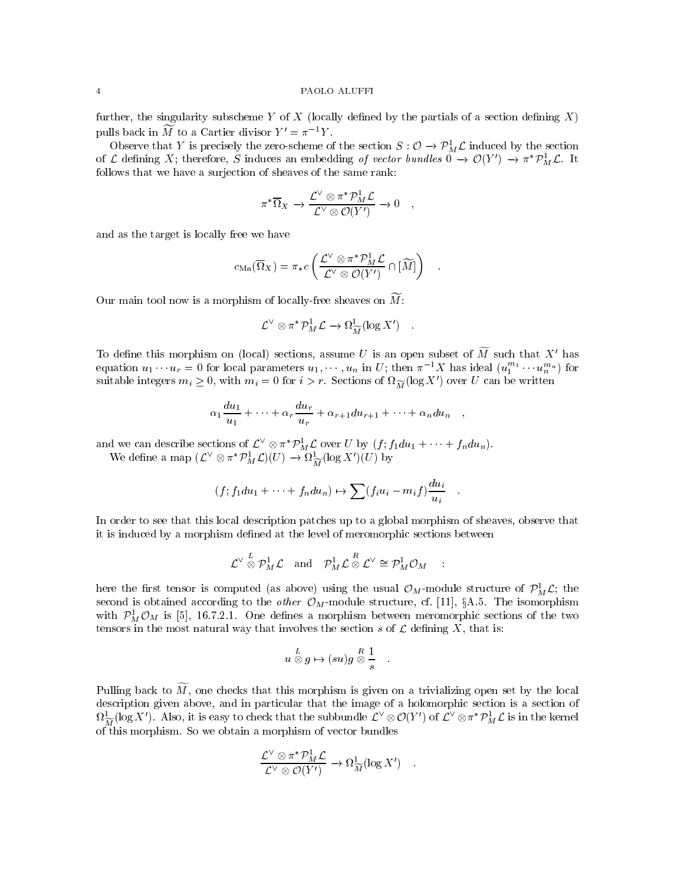further, the singularity subscheme $Y$ of $X$ (locally defined by the partials of a section defining $X$) pulls back in $\widetilde{M}$ to a Cartier divisor $Y' = \pi^{-1}Y$.

Observe that $Y$ is precisely the zero-scheme of the section $S : \mathcal{O} \to \mathcal{P}^1_M\mathcal{L}$ induced by the section of $\mathcal{L}$ defining $X$; therefore, $S$ induces an embedding *of vector bundles* $0 \to \mathcal{O}(Y') \to \pi^*\mathcal{P}^1_M\mathcal{L}$. It follows that we have a surjection of sheaves of the same rank:

$$\pi^*\overline{\Omega}_X \to \frac{\mathcal{L}^\vee \otimes \pi^*\mathcal{P}^1_M\mathcal{L}}{\mathcal{L}^\vee \otimes \mathcal{O}(Y')} \to 0 \quad ,$$

and as the target is locally free we have

$$c_{\mathrm{Ma}}(\overline{\Omega}_X) = \pi_* c\left(\frac{\mathcal{L}^\vee \otimes \pi^*\mathcal{P}^1_M\mathcal{L}}{\mathcal{L}^\vee \otimes \mathcal{O}(Y')} \cap [\widetilde{M}]\right) \quad .$$

Our main tool now is a morphism of locally-free sheaves on $\widetilde{M}$:

$$\mathcal{L}^\vee \otimes \pi^*\mathcal{P}^1_M\mathcal{L} \to \Omega^1_{\widetilde{M}}(\log X') \quad .$$

To define this morphism on (local) sections, assume $U$ is an open subset of $\widetilde{M}$ such that $X'$ has equation $u_1 \cdots u_r = 0$ for local parameters $u_1, \cdots, u_n$ in $U$; then $\pi^{-1}X$ has ideal $(u_1^{m_1} \cdots u_n^{m_n})$ for suitable integers $m_i \geq 0$, with $m_i = 0$ for $i > r$. Sections of $\Omega_{\widetilde{M}}(\log X')$ over $U$ can be written

$$\alpha_1 \frac{du_1}{u_1} + \cdots + \alpha_r \frac{du_r}{u_r} + \alpha_{r+1} du_{r+1} + \cdots + \alpha_n du_n \quad ,$$

and we can describe sections of $\mathcal{L}^\vee \otimes \pi^*\mathcal{P}^1_M\mathcal{L}$ over $U$ by $(f; f_1 du_1 + \cdots + f_n du_n)$.

We define a map $(\mathcal{L}^\vee \otimes \pi^*\mathcal{P}^1_M\mathcal{L})(U) \to \Omega^1_{\widetilde{M}}(\log X')(U)$ by

$$(f; f_1 du_1 + \cdots + f_n du_n) \mapsto \sum (f_i u_i - m_i f)\frac{du_i}{u_i} \quad .$$

In order to see that this local description patches up to a global morphism of sheaves, observe that it is induced by a morphism defined at the level of meromorphic sections between

$$\mathcal{L}^\vee \overset{L}{\otimes} \mathcal{P}^1_M\mathcal{L} \quad \text{and} \quad \mathcal{P}^1_M\mathcal{L} \overset{R}{\otimes} \mathcal{L}^\vee \cong \mathcal{P}^1_M\mathcal{O}_M \quad :$$

here the first tensor is computed (as above) using the usual $\mathcal{O}_M$-module structure of $\mathcal{P}^1_M\mathcal{L}$; the second is obtained according to the *other* $\mathcal{O}_M$-module structure, cf. [11], §A.5. The isomorphism with $\mathcal{P}^1_M\mathcal{O}_M$ is [5], 16.7.2.1. One defines a morphism between meromorphic sections of the two tensors in the most natural way that involves the section $s$ of $\mathcal{L}$ defining $X$, that is:

$$u \overset{L}{\otimes} g \mapsto (su)g \overset{R}{\otimes} \frac{1}{s} \quad .$$

Pulling back to $\widetilde{M}$, one checks that this morphism is given on a trivializing open set by the local description given above, and in particular that the image of a holomorphic section is a section of $\Omega^1_{\widetilde{M}}(\log X')$. Also, it is easy to check that the subbundle $\mathcal{L}^\vee \otimes \mathcal{O}(Y')$ of $\mathcal{L}^\vee \otimes \pi^*\mathcal{P}^1_M\mathcal{L}$ is in the kernel of this morphism. So we obtain a morphism of vector bundles

$$\frac{\mathcal{L}^\vee \otimes \pi^*\mathcal{P}^1_M\mathcal{L}}{\mathcal{L}^\vee \otimes \mathcal{O}(Y')} \to \Omega^1_{\widetilde{M}}(\log X') \quad .$$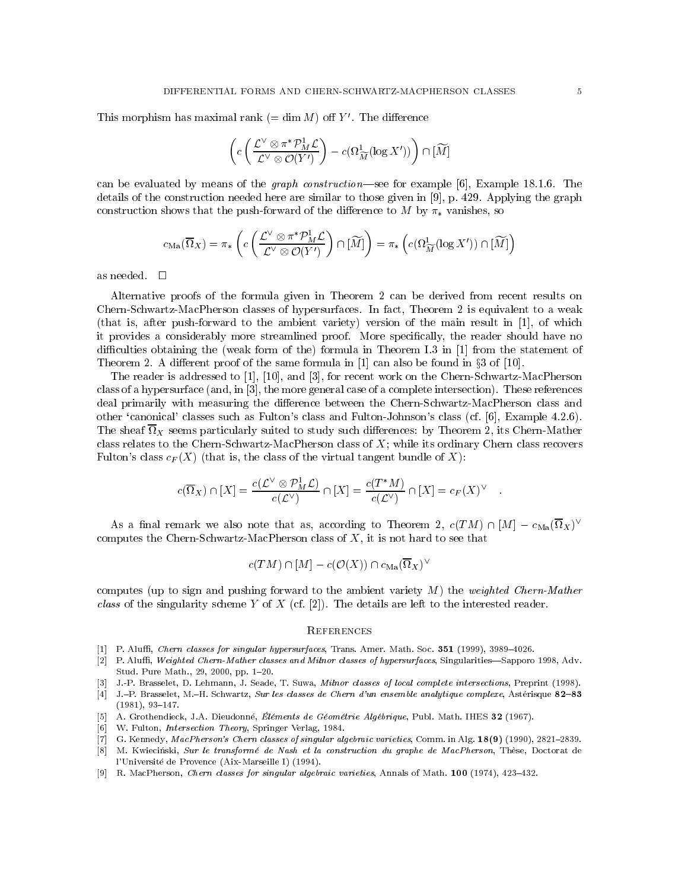This morphism has maximal rank ($= \dim M$) off $Y'$. The difference

$$\left( c\left( \frac{\mathcal{L}^\vee \otimes \pi^* \mathcal{P}^1_M \mathcal{L}}{\mathcal{L}^\vee \otimes \mathcal{O}(Y')} \right) - c(\Omega^1_{\widetilde{M}}(\log X')) \right) \cap [\widetilde{M}]$$

can be evaluated by means of the *graph construction*—see for example [6], Example 18.1.6. The details of the construction needed here are similar to those given in [9], p. 429. Applying the graph construction shows that the push-forward of the difference to $M$ by $\pi_*$ vanishes, so

$$c_{\mathrm{Ma}}(\overline{\Omega}_X) = \pi_* \left( c\left( \frac{\mathcal{L}^\vee \otimes \pi^* \mathcal{P}^1_M \mathcal{L}}{\mathcal{L}^\vee \otimes \mathcal{O}(Y')} \right) \cap [\widetilde{M}] \right) = \pi_* \left( c(\Omega^1_{\widetilde{M}}(\log X')) \cap [\widetilde{M}] \right)$$

as needed. $\square$

Alternative proofs of the formula given in Theorem 2 can be derived from recent results on Chern-Schwartz-MacPherson classes of hypersurfaces. In fact, Theorem 2 is equivalent to a weak (that is, after push-forward to the ambient variety) version of the main result in [1], of which it provides a considerably more streamlined proof. More specifically, the reader should have no difficulties obtaining the (weak form of the) formula in Theorem I.3 in [1] from the statement of Theorem 2. A different proof of the same formula in [1] can also be found in §3 of [10].

The reader is addressed to [1], [10], and [3], for recent work on the Chern-Schwartz-MacPherson class of a hypersurface (and, in [3], the more general case of a complete intersection). These references deal primarily with measuring the difference between the Chern-Schwartz-MacPherson class and other 'canonical' classes such as Fulton's class and Fulton-Johnson's class (cf. [6], Example 4.2.6). The sheaf $\overline{\Omega}_X$ seems particularly suited to study such differences: by Theorem 2, its Chern-Mather class relates to the Chern-Schwartz-MacPherson class of $X$; while its ordinary Chern class recovers Fulton's class $c_F(X)$ (that is, the class of the virtual tangent bundle of $X$):

$$c(\overline{\Omega}_X) \cap [X] = \frac{c(\mathcal{L}^\vee \otimes \mathcal{P}^1_M \mathcal{L})}{c(\mathcal{L}^\vee)} \cap [X] = \frac{c(T^*M)}{c(\mathcal{L}^\vee)} \cap [X] = c_F(X)^\vee \quad .$$

As a final remark we also note that as, according to Theorem 2, $c(TM) \cap [M] - c_{\mathrm{Ma}}(\overline{\Omega}_X)^\vee$ computes the Chern-Schwartz-MacPherson class of $X$, it is not hard to see that

$$c(TM) \cap [M] - c(\mathcal{O}(X)) \cap c_{\mathrm{Ma}}(\overline{\Omega}_X)^\vee$$

computes (up to sign and pushing forward to the ambient variety $M$) the *weighted Chern-Mather class* of the singularity scheme $Y$ of $X$ (cf. [2]). The details are left to the interested reader.

## References

[1] P. Aluffi, *Chern classes for singular hypersurfaces*, Trans. Amer. Math. Soc. **351** (1999), 3989–4026.

[2] P. Aluffi, *Weighted Chern-Mather classes and Milnor classes of hypersurfaces*, Singularities—Sapporo 1998, Adv. Stud. Pure Math., 29, 2000, pp. 1–20.

[3] J.-P. Brasselet, D. Lehmann, J. Seade, T. Suwa, *Milnor classes of local complete intersections*, Preprint (1998).

[4] J.–P. Brasselet, M.–H. Schwartz, *Sur les classes de Chern d'un ensemble analytique complexe*, Astérisque **82–83** (1981), 93–147.

[5] A. Grothendieck, J.A. Dieudonné, *Éléments de Géométrie Algébrique*, Publ. Math. IHES **32** (1967).

[6] W. Fulton, *Intersection Theory*, Springer Verlag, 1984.

[7] G. Kennedy, *MacPherson's Chern classes of singular algebraic varieties*, Comm. in Alg. **18(9)** (1990), 2821–2839.

[8] M. Kwieciński, *Sur le transformé de Nash et la construction du graphe de MacPherson*, Thèse, Doctorat de l'Université de Provence (Aix-Marseille I) (1994).

[9] R. MacPherson, *Chern classes for singular algebraic varieties*, Annals of Math. **100** (1974), 423–432.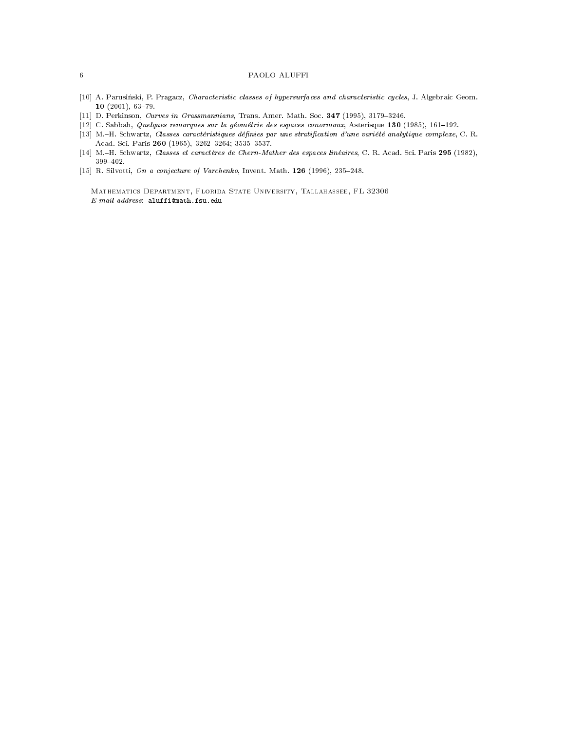[10] A. Parusiński, P. Pragacz, *Characteristic classes of hypersurfaces and characteristic cycles*, J. Algebraic Geom. **10** (2001), 63–79.

[11] D. Perkinson, *Curves in Grassmannians*, Trans. Amer. Math. Soc. **347** (1995), 3179–3246.

[12] C. Sabbah, *Quelques remarques sur la géométrie des espaces conormaux*, Asterisque **130** (1985), 161–192.

[13] M.–H. Schwartz, *Classes caractéristiques définies par une stratification d'une variété analytique complexe*, C. R. Acad. Sci. Paris **260** (1965), 3262–3264; 3535–3537.

[14] M.–H. Schwartz, *Classes et caractères de Chern-Mather des espaces linéaires*, C. R. Acad. Sci. Paris **295** (1982), 399–402.

[15] R. Silvotti, *On a conjecture of Varchenko*, Invent. Math. **126** (1996), 235–248.

Mathematics Department, Florida State University, Tallahassee, FL 32306

*E-mail address*: `aluffi@math.fsu.edu`